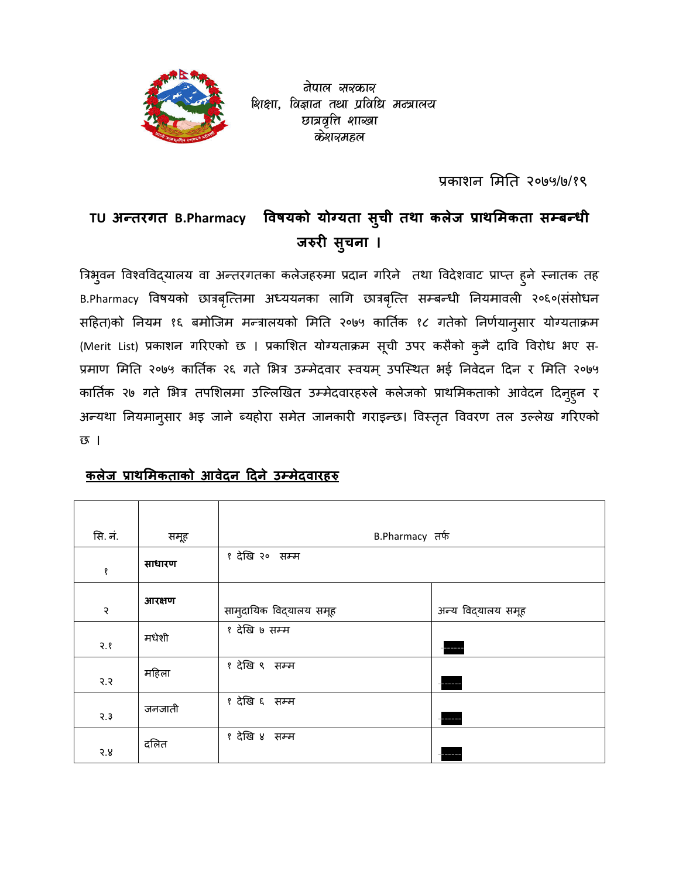नेपाल सरकार
शिक्षा, विज्ञान तथा प्रविधि मन्त्रालय
छात्रवृत्ति शाखा
केशरमहल

प्रकाशन मिति २०७५/७/१९

## TU अन्तरगत B.Pharmacy विषयको योग्यता सुची तथा कलेज प्राथमिकता सम्बन्धी जरुरी सुचना ।

त्रिभुवन विश्वविद्यालय वा अन्तरगतका कलेजहरुमा प्रदान गरिने तथा विदेशवाट प्राप्त हुने स्नातक तह B.Pharmacy विषयको छात्रबृत्तिमा अध्ययनका लागि छात्रबृत्ति सम्बन्धी नियमावली २०६०(संसोधन सहित)को नियम १६ बमोजिम मन्त्रालयको मिति २०७५ कार्तिक १८ गतेको निर्णयानुसार योग्यताक्रम (Merit List) प्रकाशन गरिएको छ । प्रकाशित योग्यताक्रम सूची उपर कसैको कुनै दावि विरोध भए स-प्रमाण मिति २०७५ कार्तिक २६ गते भित्र उम्मेदवार स्वयम् उपस्थित भई निवेदन दिन र मिति २०७५ कार्तिक २७ गते भित्र तपशिलमा उल्लिखित उम्मेदवारहरुले कलेजको प्राथमिकताको आवेदन दिनुहुन र अन्यथा नियमानुसार भइ जाने ब्यहोरा समेत जानकारी गराइन्छ। विस्तृत विवरण तल उल्लेख गरिएको छ ।

### कलेज प्राथमिकताको आवेदन दिने उम्मेदवारहरु

| सि. नं. | समूह | B.Pharmacy तर्फ | |
|---|---|---|---|
| १ | **साधारण** | १ देखि २० सम्म | |
| २ | **आरक्षण** | सामुदायिक विद्यालय समूह | अन्य विद्यालय समूह |
| २.१ | मधेशी | १ देखि ७ सम्म | ------ |
| २.२ | महिला | १ देखि ९ सम्म | ------ |
| २.३ | जनजाती | १ देखि ६ सम्म | ------ |
| २.४ | दलित | १ देखि ४ सम्म | ------ |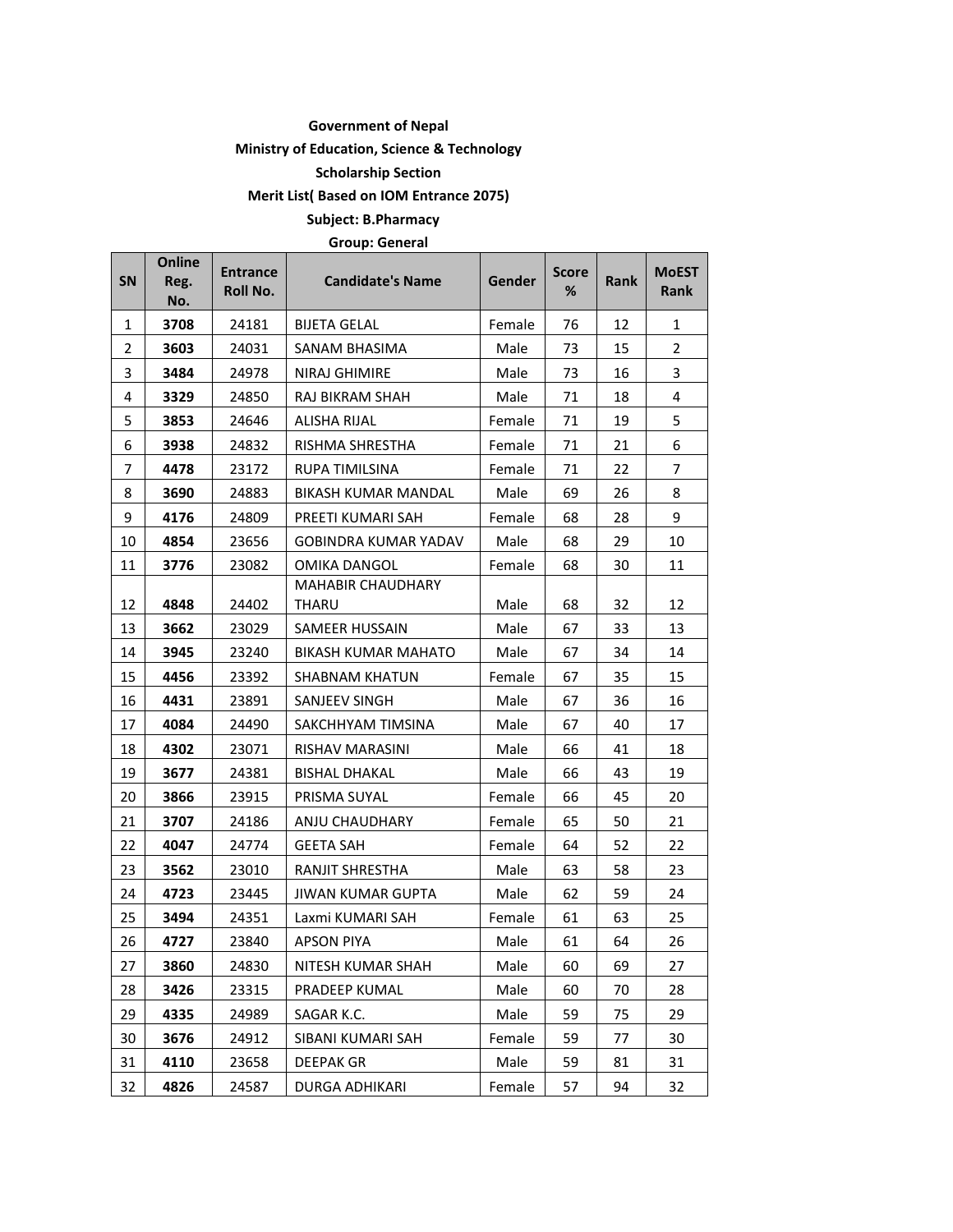**Government of Nepal**

**Ministry of Education, Science & Technology**

**Scholarship Section**

**Merit List( Based on IOM Entrance 2075)**

**Subject: B.Pharmacy**

**Group: General**

| SN | Online Reg. No. | Entrance Roll No. | Candidate's Name | Gender | Score % | Rank | MoEST Rank |
|---|---|---|---|---|---|---|---|
| 1 | **3708** | 24181 | BIJETA GELAL | Female | 76 | 12 | 1 |
| 2 | **3603** | 24031 | SANAM BHASIMA | Male | 73 | 15 | 2 |
| 3 | **3484** | 24978 | NIRAJ GHIMIRE | Male | 73 | 16 | 3 |
| 4 | **3329** | 24850 | RAJ BIKRAM SHAH | Male | 71 | 18 | 4 |
| 5 | **3853** | 24646 | ALISHA RIJAL | Female | 71 | 19 | 5 |
| 6 | **3938** | 24832 | RISHMA SHRESTHA | Female | 71 | 21 | 6 |
| 7 | **4478** | 23172 | RUPA TIMILSINA | Female | 71 | 22 | 7 |
| 8 | **3690** | 24883 | BIKASH KUMAR MANDAL | Male | 69 | 26 | 8 |
| 9 | **4176** | 24809 | PREETI KUMARI SAH | Female | 68 | 28 | 9 |
| 10 | **4854** | 23656 | GOBINDRA KUMAR YADAV | Male | 68 | 29 | 10 |
| 11 | **3776** | 23082 | OMIKA DANGOL | Female | 68 | 30 | 11 |
| 12 | **4848** | 24402 | MAHABIR CHAUDHARY THARU | Male | 68 | 32 | 12 |
| 13 | **3662** | 23029 | SAMEER HUSSAIN | Male | 67 | 33 | 13 |
| 14 | **3945** | 23240 | BIKASH KUMAR MAHATO | Male | 67 | 34 | 14 |
| 15 | **4456** | 23392 | SHABNAM KHATUN | Female | 67 | 35 | 15 |
| 16 | **4431** | 23891 | SANJEEV SINGH | Male | 67 | 36 | 16 |
| 17 | **4084** | 24490 | SAKCHHYAM TIMSINA | Male | 67 | 40 | 17 |
| 18 | **4302** | 23071 | RISHAV MARASINI | Male | 66 | 41 | 18 |
| 19 | **3677** | 24381 | BISHAL DHAKAL | Male | 66 | 43 | 19 |
| 20 | **3866** | 23915 | PRISMA SUYAL | Female | 66 | 45 | 20 |
| 21 | **3707** | 24186 | ANJU CHAUDHARY | Female | 65 | 50 | 21 |
| 22 | **4047** | 24774 | GEETA SAH | Female | 64 | 52 | 22 |
| 23 | **3562** | 23010 | RANJIT SHRESTHA | Male | 63 | 58 | 23 |
| 24 | **4723** | 23445 | JIWAN KUMAR GUPTA | Male | 62 | 59 | 24 |
| 25 | **3494** | 24351 | Laxmi KUMARI SAH | Female | 61 | 63 | 25 |
| 26 | **4727** | 23840 | APSON PIYA | Male | 61 | 64 | 26 |
| 27 | **3860** | 24830 | NITESH KUMAR SHAH | Male | 60 | 69 | 27 |
| 28 | **3426** | 23315 | PRADEEP KUMAL | Male | 60 | 70 | 28 |
| 29 | **4335** | 24989 | SAGAR K.C. | Male | 59 | 75 | 29 |
| 30 | **3676** | 24912 | SIBANI KUMARI SAH | Female | 59 | 77 | 30 |
| 31 | **4110** | 23658 | DEEPAK GR | Male | 59 | 81 | 31 |
| 32 | **4826** | 24587 | DURGA ADHIKARI | Female | 57 | 94 | 32 |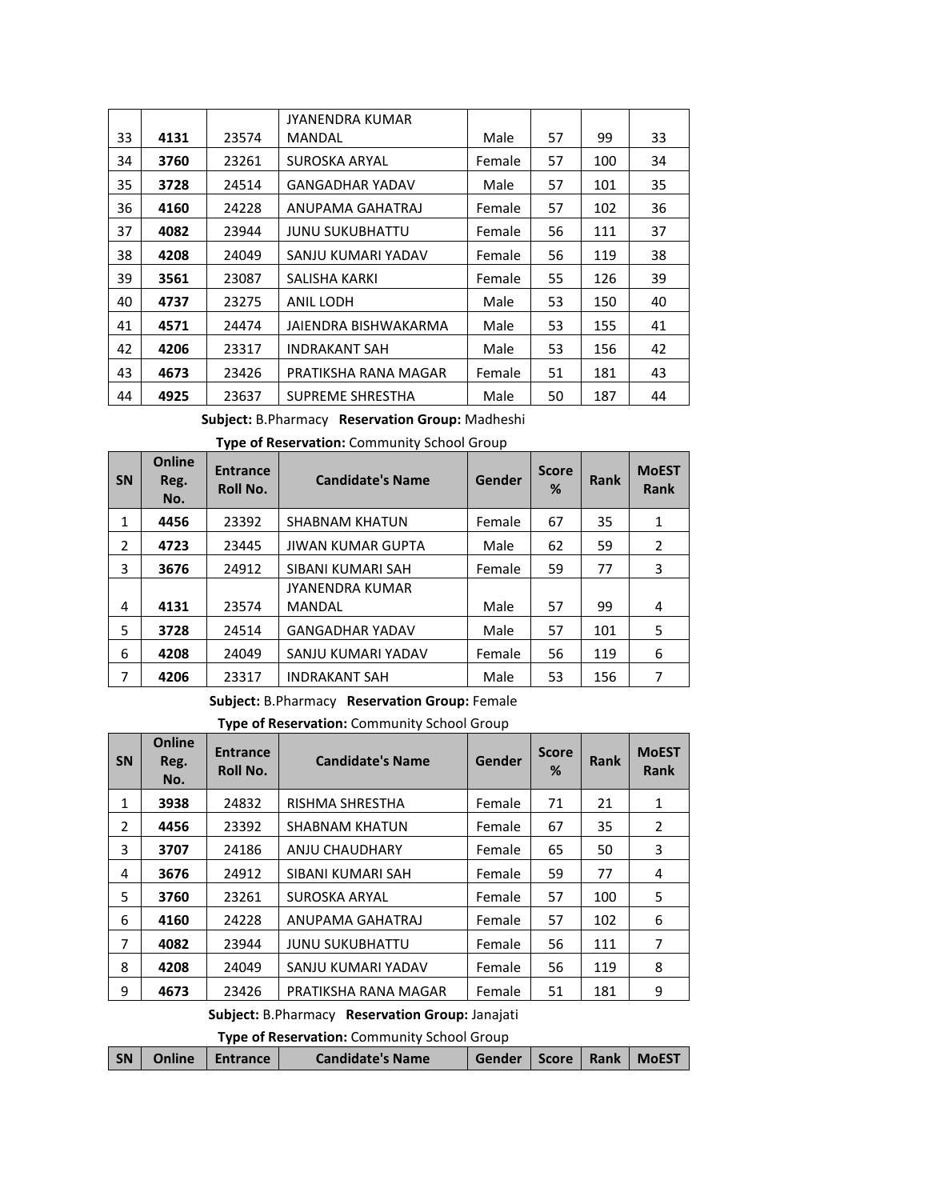| SN | Online Reg. No. | Entrance Roll No. | Candidate's Name | Gender | Score % | Rank | MoEST Rank |
|---|---|---|---|---|---|---|---|
| 33 | **4131** | 23574 | JYANENDRA KUMAR MANDAL | Male | 57 | 99 | 33 |
| 34 | **3760** | 23261 | SUROSKA ARYAL | Female | 57 | 100 | 34 |
| 35 | **3728** | 24514 | GANGADHAR YADAV | Male | 57 | 101 | 35 |
| 36 | **4160** | 24228 | ANUPAMA GAHATRAJ | Female | 57 | 102 | 36 |
| 37 | **4082** | 23944 | JUNU SUKUBHATTU | Female | 56 | 111 | 37 |
| 38 | **4208** | 24049 | SANJU KUMARI YADAV | Female | 56 | 119 | 38 |
| 39 | **3561** | 23087 | SALISHA KARKI | Female | 55 | 126 | 39 |
| 40 | **4737** | 23275 | ANIL LODH | Male | 53 | 150 | 40 |
| 41 | **4571** | 24474 | JAIENDRA BISHWAKARMA | Male | 53 | 155 | 41 |
| 42 | **4206** | 23317 | INDRAKANT SAH | Male | 53 | 156 | 42 |
| 43 | **4673** | 23426 | PRATIKSHA RANA MAGAR | Female | 51 | 181 | 43 |
| 44 | **4925** | 23637 | SUPREME SHRESTHA | Male | 50 | 187 | 44 |

**Subject:** B.Pharmacy **Reservation Group:** Madheshi

**Type of Reservation:** Community School Group

| SN | Online Reg. No. | Entrance Roll No. | Candidate's Name | Gender | Score % | Rank | MoEST Rank |
|---|---|---|---|---|---|---|---|
| 1 | **4456** | 23392 | SHABNAM KHATUN | Female | 67 | 35 | 1 |
| 2 | **4723** | 23445 | JIWAN KUMAR GUPTA | Male | 62 | 59 | 2 |
| 3 | **3676** | 24912 | SIBANI KUMARI SAH | Female | 59 | 77 | 3 |
| 4 | **4131** | 23574 | JYANENDRA KUMAR MANDAL | Male | 57 | 99 | 4 |
| 5 | **3728** | 24514 | GANGADHAR YADAV | Male | 57 | 101 | 5 |
| 6 | **4208** | 24049 | SANJU KUMARI YADAV | Female | 56 | 119 | 6 |
| 7 | **4206** | 23317 | INDRAKANT SAH | Male | 53 | 156 | 7 |

**Subject:** B.Pharmacy **Reservation Group:** Female

**Type of Reservation:** Community School Group

| SN | Online Reg. No. | Entrance Roll No. | Candidate's Name | Gender | Score % | Rank | MoEST Rank |
|---|---|---|---|---|---|---|---|
| 1 | **3938** | 24832 | RISHMA SHRESTHA | Female | 71 | 21 | 1 |
| 2 | **4456** | 23392 | SHABNAM KHATUN | Female | 67 | 35 | 2 |
| 3 | **3707** | 24186 | ANJU CHAUDHARY | Female | 65 | 50 | 3 |
| 4 | **3676** | 24912 | SIBANI KUMARI SAH | Female | 59 | 77 | 4 |
| 5 | **3760** | 23261 | SUROSKA ARYAL | Female | 57 | 100 | 5 |
| 6 | **4160** | 24228 | ANUPAMA GAHATRAJ | Female | 57 | 102 | 6 |
| 7 | **4082** | 23944 | JUNU SUKUBHATTU | Female | 56 | 111 | 7 |
| 8 | **4208** | 24049 | SANJU KUMARI YADAV | Female | 56 | 119 | 8 |
| 9 | **4673** | 23426 | PRATIKSHA RANA MAGAR | Female | 51 | 181 | 9 |

**Subject:** B.Pharmacy **Reservation Group:** Janajati

**Type of Reservation:** Community School Group

| SN | Online | Entrance | Candidate's Name | Gender | Score | Rank | MoEST |
|---|---|---|---|---|---|---|---|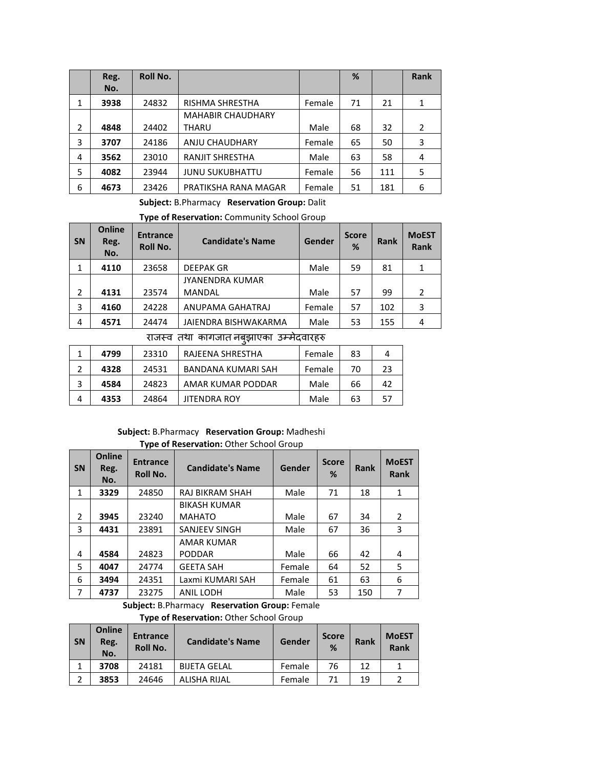| | Reg. No. | Roll No. | | | % | | Rank |
|---|---|---|---|---|---|---|---|
| 1 | **3938** | 24832 | RISHMA SHRESTHA | Female | 71 | 21 | 1 |
| 2 | **4848** | 24402 | MAHABIR CHAUDHARY THARU | Male | 68 | 32 | 2 |
| 3 | **3707** | 24186 | ANJU CHAUDHARY | Female | 65 | 50 | 3 |
| 4 | **3562** | 23010 | RANJIT SHRESTHA | Male | 63 | 58 | 4 |
| 5 | **4082** | 23944 | JUNU SUKUBHATTU | Female | 56 | 111 | 5 |
| 6 | **4673** | 23426 | PRATIKSHA RANA MAGAR | Female | 51 | 181 | 6 |

**Subject:** B.Pharmacy **Reservation Group:** Dalit

**Type of Reservation:** Community School Group

| SN | Online Reg. No. | Entrance Roll No. | Candidate's Name | Gender | Score % | Rank | MoEST Rank |
|---|---|---|---|---|---|---|---|
| 1 | **4110** | 23658 | DEEPAK GR | Male | 59 | 81 | 1 |
| 2 | **4131** | 23574 | JYANENDRA KUMAR MANDAL | Male | 57 | 99 | 2 |
| 3 | **4160** | 24228 | ANUPAMA GAHATRAJ | Female | 57 | 102 | 3 |
| 4 | **4571** | 24474 | JAIENDRA BISHWAKARMA | Male | 53 | 155 | 4 |

राजस्व तथा कागजात नबुझाएका उम्मेदवारहरु

| | | | | | | |
|---|---|---|---|---|---|---|
| 1 | **4799** | 23310 | RAJEENA SHRESTHA | Female | 83 | 4 |
| 2 | **4328** | 24531 | BANDANA KUMARI SAH | Female | 70 | 23 |
| 3 | **4584** | 24823 | AMAR KUMAR PODDAR | Male | 66 | 42 |
| 4 | **4353** | 24864 | JITENDRA ROY | Male | 63 | 57 |

**Subject:** B.Pharmacy **Reservation Group:** Madheshi

**Type of Reservation:** Other School Group

| SN | Online Reg. No. | Entrance Roll No. | Candidate's Name | Gender | Score % | Rank | MoEST Rank |
|---|---|---|---|---|---|---|---|
| 1 | **3329** | 24850 | RAJ BIKRAM SHAH | Male | 71 | 18 | 1 |
| 2 | **3945** | 23240 | BIKASH KUMAR MAHATO | Male | 67 | 34 | 2 |
| 3 | **4431** | 23891 | SANJEEV SINGH | Male | 67 | 36 | 3 |
| 4 | **4584** | 24823 | AMAR KUMAR PODDAR | Male | 66 | 42 | 4 |
| 5 | **4047** | 24774 | GEETA SAH | Female | 64 | 52 | 5 |
| 6 | **3494** | 24351 | Laxmi KUMARI SAH | Female | 61 | 63 | 6 |
| 7 | **4737** | 23275 | ANIL LODH | Male | 53 | 150 | 7 |

**Subject:** B.Pharmacy **Reservation Group:** Female

**Type of Reservation:** Other School Group

| SN | Online Reg. No. | Entrance Roll No. | Candidate's Name | Gender | Score % | Rank | MoEST Rank |
|---|---|---|---|---|---|---|---|
| 1 | **3708** | 24181 | BIJETA GELAL | Female | 76 | 12 | 1 |
| 2 | **3853** | 24646 | ALISHA RIJAL | Female | 71 | 19 | 2 |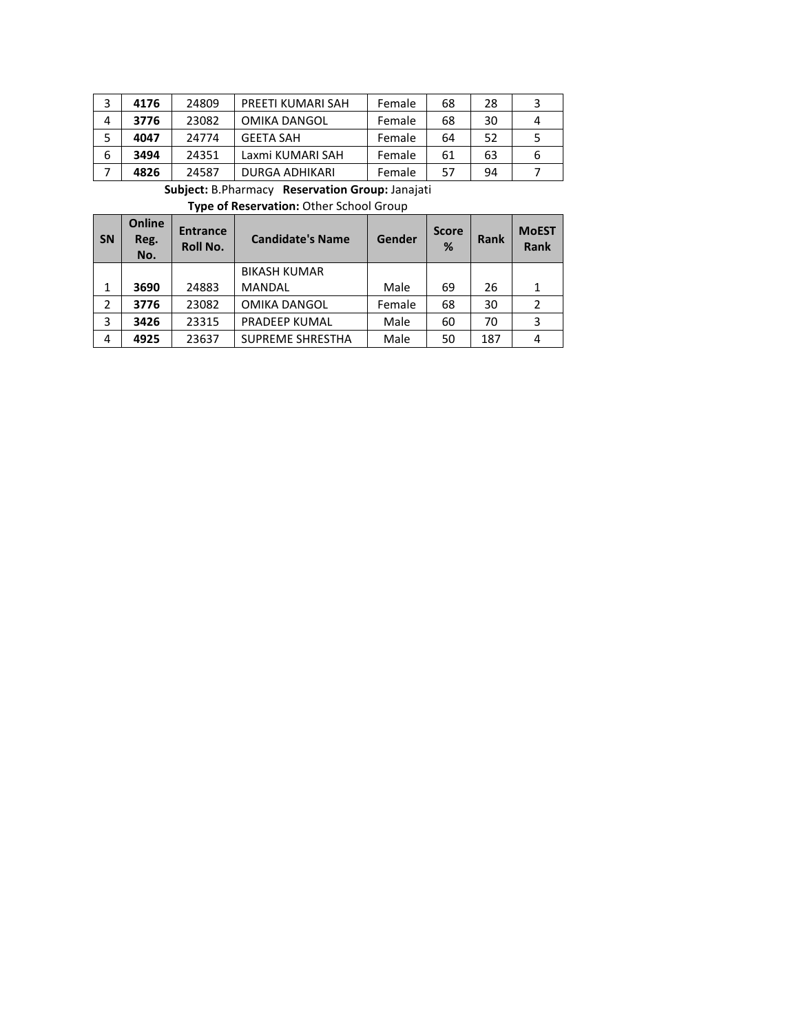| | | | | | | | |
|---|---|---|---|---|---|---|---|
| 3 | **4176** | 24809 | PREETI KUMARI SAH | Female | 68 | 28 | 3 |
| 4 | **3776** | 23082 | OMIKA DANGOL | Female | 68 | 30 | 4 |
| 5 | **4047** | 24774 | GEETA SAH | Female | 64 | 52 | 5 |
| 6 | **3494** | 24351 | Laxmi KUMARI SAH | Female | 61 | 63 | 6 |
| 7 | **4826** | 24587 | DURGA ADHIKARI | Female | 57 | 94 | 7 |

**Subject:** B.Pharmacy **Reservation Group:** Janajati

**Type of Reservation:** Other School Group

| SN | Online Reg. No. | Entrance Roll No. | Candidate's Name | Gender | Score % | Rank | MoEST Rank |
|---|---|---|---|---|---|---|---|
| 1 | **3690** | 24883 | BIKASH KUMAR MANDAL | Male | 69 | 26 | 1 |
| 2 | **3776** | 23082 | OMIKA DANGOL | Female | 68 | 30 | 2 |
| 3 | **3426** | 23315 | PRADEEP KUMAL | Male | 60 | 70 | 3 |
| 4 | **4925** | 23637 | SUPREME SHRESTHA | Male | 50 | 187 | 4 |